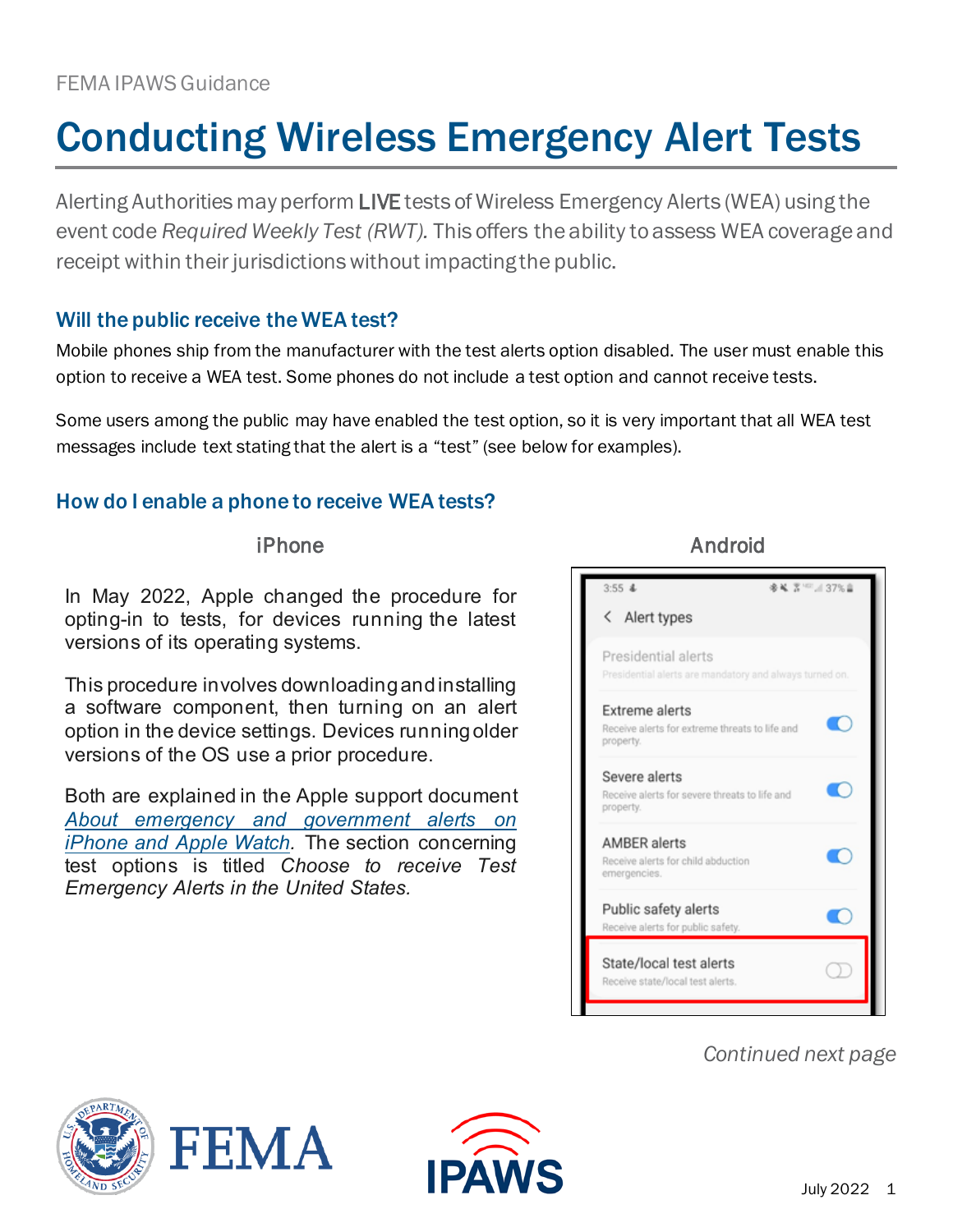FEMA IPAWS Guidance

# Conducting Wireless Emergency Alert Tests

Alerting Authorities may perform **LIVE** tests of Wireless Emergency Alerts (WEA) using the event code *Required Weekly Test (RWT).* This offers the ability to assess WEA coverage and receipt within their jurisdictions without impacting the public.

### Will the public receive the WEA test?

Mobile phones ship from the manufacturer with the test alerts option disabled. The user must enable this option to receive a WEA test. Some phones do not include a test option and cannot receive tests.

Some users among the public may have enabled the test option, so it is very important that all WEA test messages include text stating that the alert is a "test" (see below for examples).

### How do I enable a phone to receive WEA tests?

#### iPhone

In May 2022, Apple changed the procedure for opting-in to tests, for devices running the latest versions of its operating systems.

This procedure involves downloading and installing a software component, then turning on an alert option in the device settings. Devices running older versions of the OS use a prior procedure.

Both are explained in the Apple support document *About emergency and government alerts on iPhone and Apple Watch*. The section concerning test options is titled *Choose to receive Test Emergency Alerts in the United States.*

#### Android

3:55 | 37%

< Alert types

Presidential alerts
Presidential alerts are mandatory and always turned on.

Extreme alerts
Receive alerts for extreme threats to life and property.

Severe alerts
Receive alerts for severe threats to life and property.

AMBER alerts
Receive alerts for child abduction emergencies.

Public safety alerts
Receive alerts for public safety.

State/local test alerts
Receive state/local test alerts.

*Continued next page*

July 2022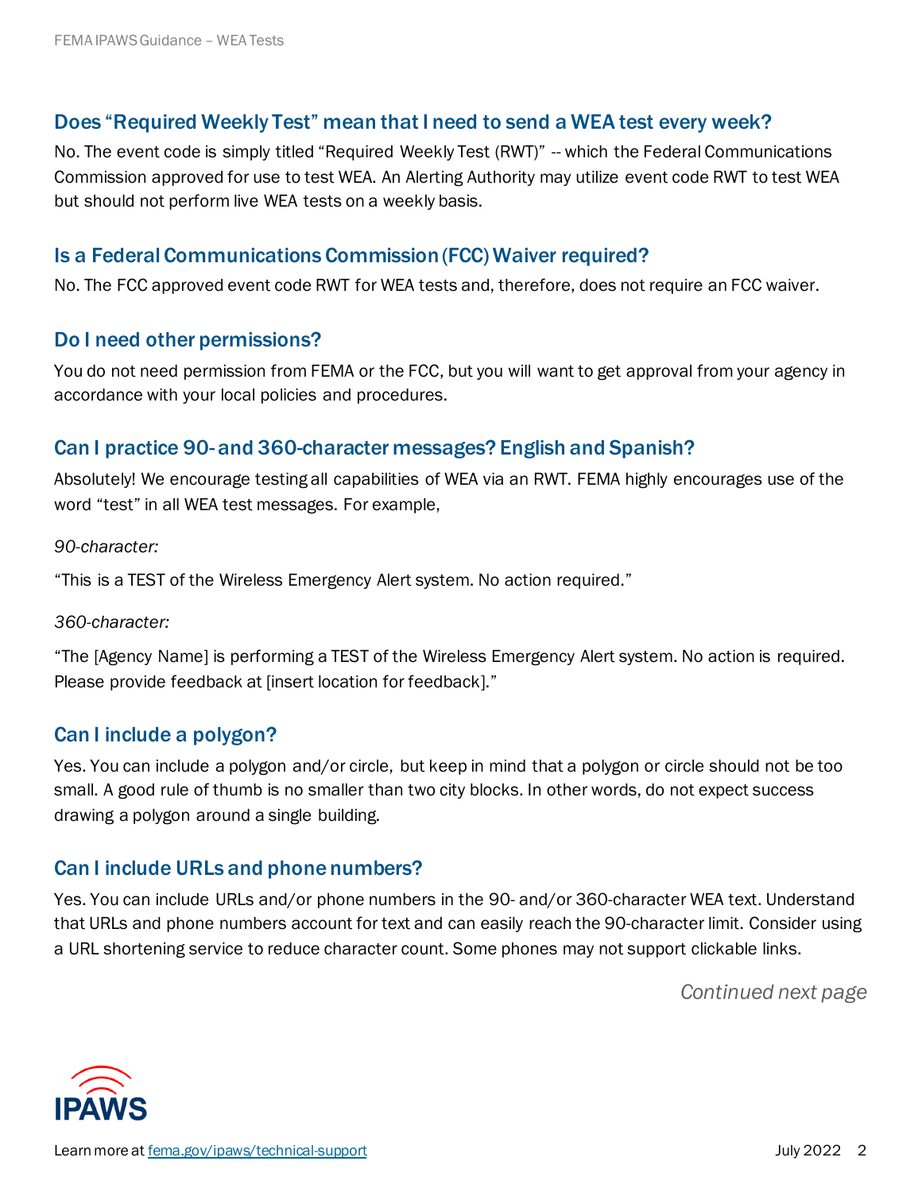## Does "Required Weekly Test" mean that I need to send a WEA test every week?

No. The event code is simply titled "Required Weekly Test (RWT)" -- which the Federal Communications Commission approved for use to test WEA. An Alerting Authority may utilize event code RWT to test WEA but should not perform live WEA tests on a weekly basis.

## Is a Federal Communications Commission (FCC) Waiver required?

No. The FCC approved event code RWT for WEA tests and, therefore, does not require an FCC waiver.

## Do I need other permissions?

You do not need permission from FEMA or the FCC, but you will want to get approval from your agency in accordance with your local policies and procedures.

## Can I practice 90- and 360-character messages? English and Spanish?

Absolutely! We encourage testing all capabilities of WEA via an RWT. FEMA highly encourages use of the word "test" in all WEA test messages. For example,

*90-character:*

"This is a TEST of the Wireless Emergency Alert system. No action required."

*360-character:*

"The [Agency Name] is performing a TEST of the Wireless Emergency Alert system. No action is required. Please provide feedback at [insert location for feedback]."

## Can I include a polygon?

Yes. You can include a polygon and/or circle, but keep in mind that a polygon or circle should not be too small. A good rule of thumb is no smaller than two city blocks. In other words, do not expect success drawing a polygon around a single building.

## Can I include URLs and phone numbers?

Yes. You can include URLs and/or phone numbers in the 90- and/or 360-character WEA text. Understand that URLs and phone numbers account for text and can easily reach the 90-character limit. Consider using a URL shortening service to reduce character count. Some phones may not support clickable links.

*Continued next page*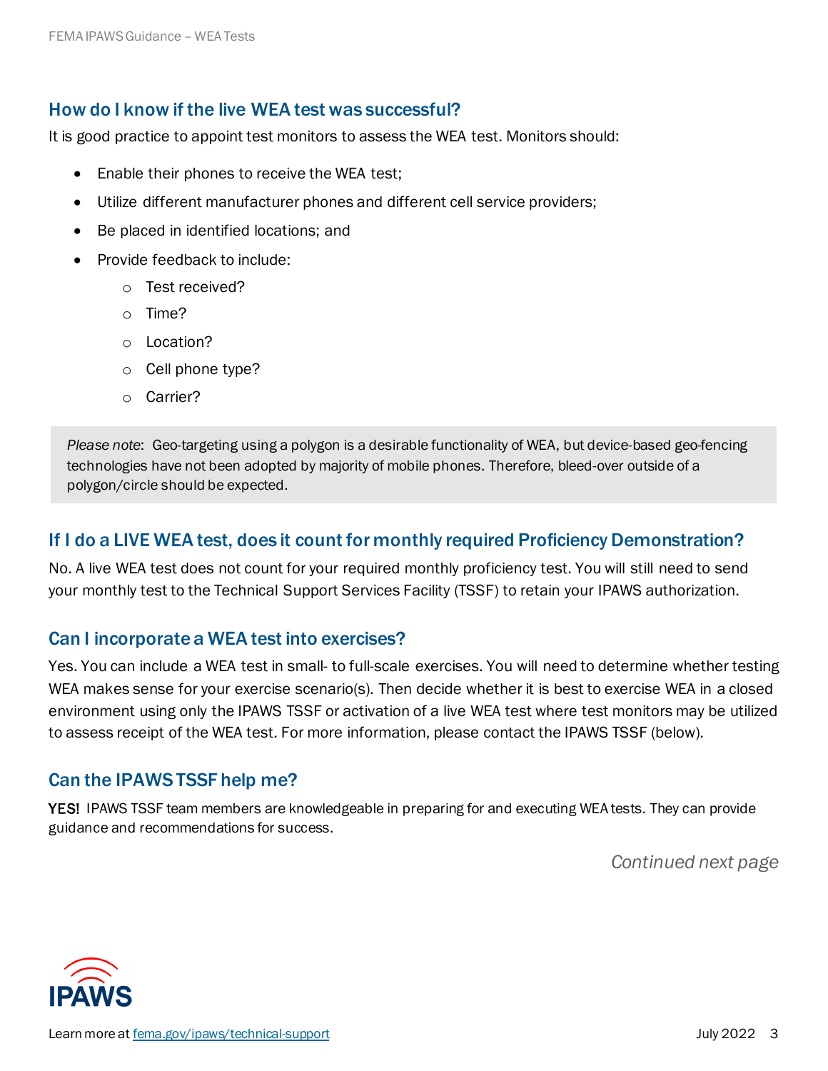## How do I know if the live WEA test was successful?

It is good practice to appoint test monitors to assess the WEA test. Monitors should:

- Enable their phones to receive the WEA test;
- Utilize different manufacturer phones and different cell service providers;
- Be placed in identified locations; and
- Provide feedback to include:
  - Test received?
  - Time?
  - Location?
  - Cell phone type?
  - Carrier?

> *Please note*: Geo-targeting using a polygon is a desirable functionality of WEA, but device-based geo-fencing technologies have not been adopted by majority of mobile phones. Therefore, bleed-over outside of a polygon/circle should be expected.

## If I do a LIVE WEA test, does it count for monthly required Proficiency Demonstration?

No. A live WEA test does not count for your required monthly proficiency test. You will still need to send your monthly test to the Technical Support Services Facility (TSSF) to retain your IPAWS authorization.

## Can I incorporate a WEA test into exercises?

Yes. You can include a WEA test in small- to full-scale exercises. You will need to determine whether testing WEA makes sense for your exercise scenario(s). Then decide whether it is best to exercise WEA in a closed environment using only the IPAWS TSSF or activation of a live WEA test where test monitors may be utilized to assess receipt of the WEA test. For more information, please contact the IPAWS TSSF (below).

## Can the IPAWS TSSF help me?

**YES!** IPAWS TSSF team members are knowledgeable in preparing for and executing WEA tests. They can provide guidance and recommendations for success.

*Continued next page*

Learn more at [fema.gov/ipaws/technical-support](fema.gov/ipaws/technical-support)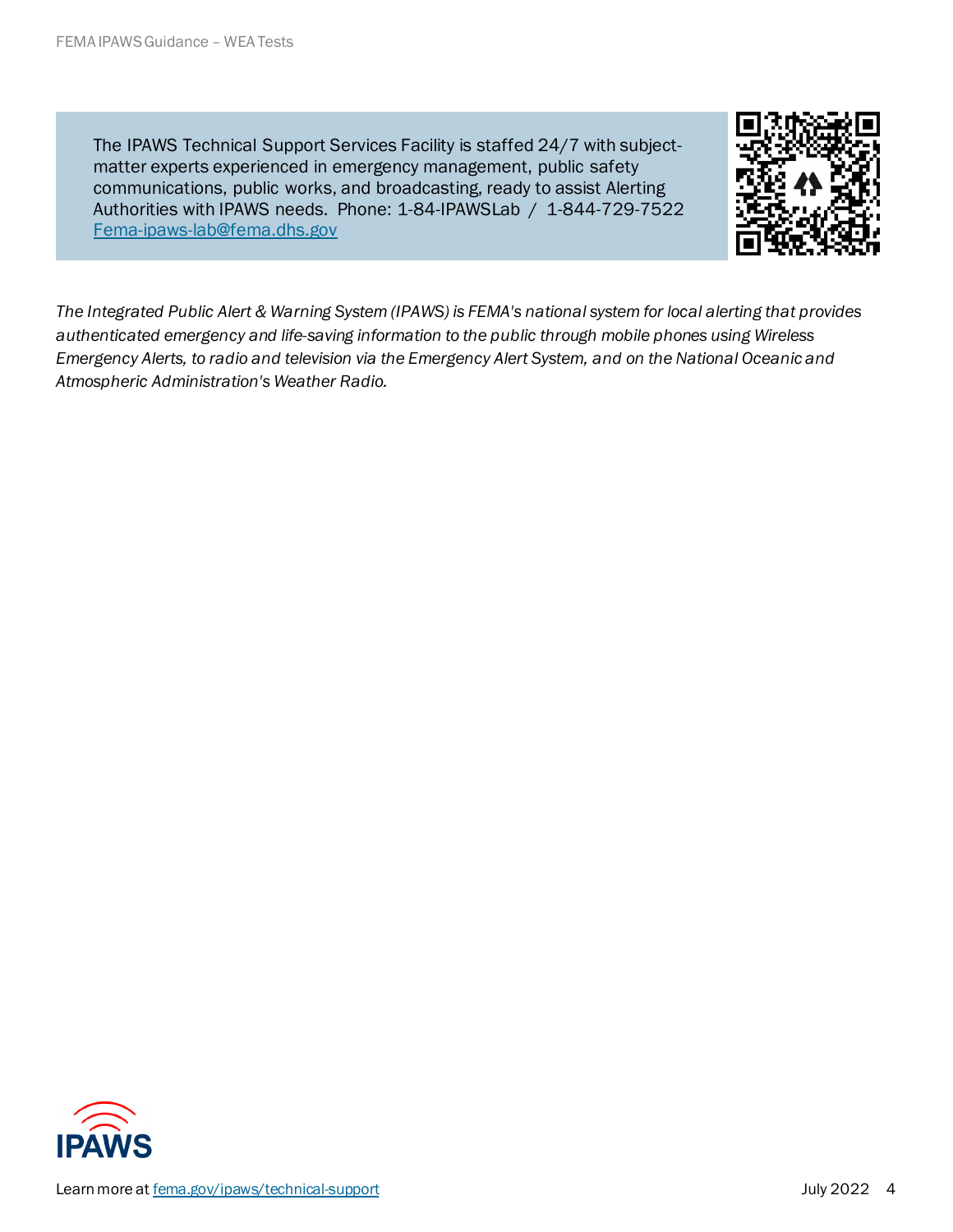The IPAWS Technical Support Services Facility is staffed 24/7 with subject-matter experts experienced in emergency management, public safety communications, public works, and broadcasting, ready to assist Alerting Authorities with IPAWS needs. Phone: 1-84-IPAWSLab / 1-844-729-7522
[Fema-ipaws-lab@fema.dhs.gov](mailto:Fema-ipaws-lab@fema.dhs.gov)

*The Integrated Public Alert & Warning System (IPAWS) is FEMA's national system for local alerting that provides authenticated emergency and life-saving information to the public through mobile phones using Wireless Emergency Alerts, to radio and television via the Emergency Alert System, and on the National Oceanic and Atmospheric Administration's Weather Radio.*

Learn more at [fema.gov/ipaws/technical-support](https://fema.gov/ipaws/technical-support)